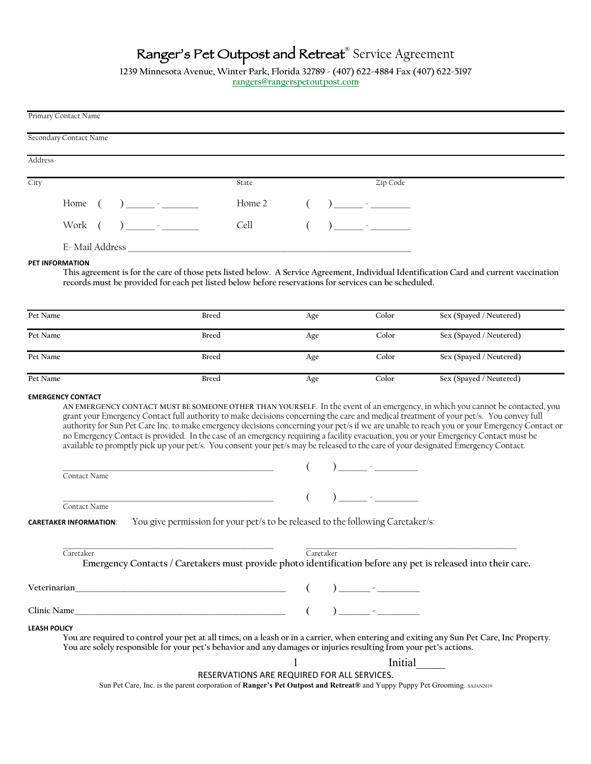# Ranger's Pet Outpost and Retreat® Service Agreement

**1239 Minnesota Avenue, Winter Park, Florida 32789 - (407) 622-4884 Fax (407) 622-5197**
rangers@rangerspetoutpost.com

Primary Contact Name

Secondary Contact Name

Address

City State Zip Code

Home ( ) ______ - ________ Home 2 ( ) ______ - ________

Work ( ) ______ - ________ Cell ( ) ______ - ________

E- Mail Address ____________________________________________________________

**PET INFORMATION**

**This agreement is for the care of those pets listed below. A Service Agreement, Individual Identification Card and current vaccination records must be provided for each pet listed below before reservations for services can be scheduled.**

| Pet Name | Breed | Age | Color | Sex (Spayed / Neutered) |
|---|---|---|---|---|
| Pet Name | Breed | Age | Color | Sex (Spayed / Neutered) |
| Pet Name | Breed | Age | Color | Sex (Spayed / Neutered) |
| Pet Name | Breed | Age | Color | Sex (Spayed / Neutered) |

**EMERGENCY CONTACT**

AN EMERGENCY CONTACT MUST BE SOMEONE OTHER THAN YOURSELF. In the event of an emergency, in which you cannot be contacted, you grant your Emergency Contact full authority to make decisions concerning the care and medical treatment of your pet/s. You convey full authority for Sun Pet Care Inc. to make emergency decisions concerning your pet/s if we are unable to reach you or your Emergency Contact or no Emergency Contact is provided. In the case of an emergency requiring a facility evacuation, you or your Emergency Contact must be available to promptly pick up your pet/s. You consent your pet/s may be released to the care of your designated Emergency Contact.

________________________________________ ( ) ______ - __________
Contact Name

________________________________________ ( ) ______ - __________
Contact Name

**CARETAKER INFORMATION**: You give permission for your pet/s to be released to the following Caretaker/s:

________________________________________ ________________________________________
Caretaker Caretaker

**Emergency Contacts / Caretakers must provide photo identification before any pet is released into their care.**

Veterinarian________________________________________ ( ) ______ - __________

Clinic Name________________________________________ ( ) ______ - __________

**LEASH POLICY**

**You are required to control your pet at all times, on a leash or in a carrier, when entering and exiting any Sun Pet Care, Inc Property. You are solely responsible for your pet's behavior and any damages or injuries resulting from your pet's actions.**

Initial_____

RESERVATIONS ARE REQUIRED FOR ALL SERVICES.

Sun Pet Care, Inc. is the parent corporation of **Ranger's Pet Outpost and Retreat®** and Yuppy Puppy Pet Grooming. SAJAN2019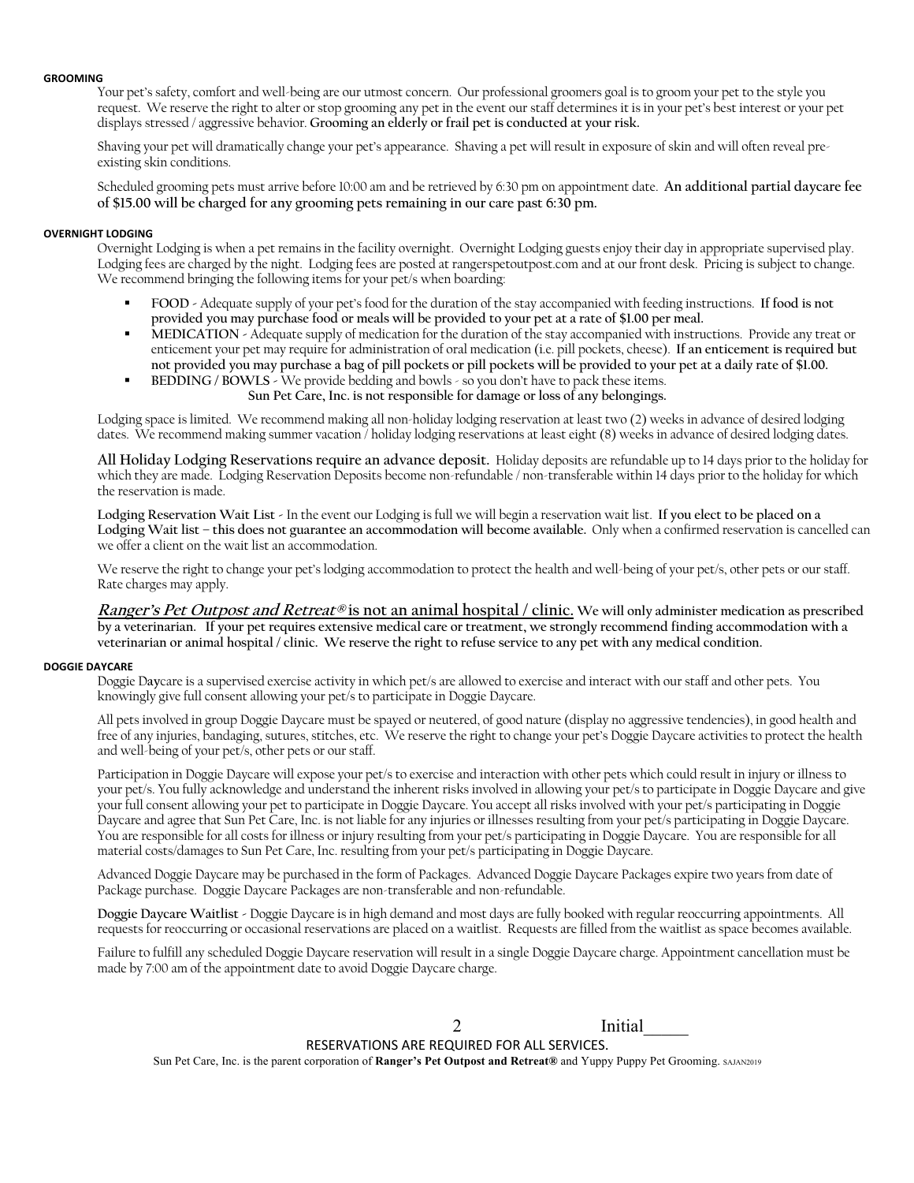## GROOMING

Your pet's safety, comfort and well-being are our utmost concern. Our professional groomers goal is to groom your pet to the style you request. We reserve the right to alter or stop grooming any pet in the event our staff determines it is in your pet's best interest or your pet displays stressed / aggressive behavior. **Grooming an elderly or frail pet is conducted at your risk.**

Shaving your pet will dramatically change your pet's appearance. Shaving a pet will result in exposure of skin and will often reveal pre-existing skin conditions.

Scheduled grooming pets must arrive before 10:00 am and be retrieved by 6:30 pm on appointment date. **An additional partial daycare fee of $15.00 will be charged for any grooming pets remaining in our care past 6:30 pm.**

## OVERNIGHT LODGING

Overnight Lodging is when a pet remains in the facility overnight. Overnight Lodging guests enjoy their day in appropriate supervised play. Lodging fees are charged by the night. Lodging fees are posted at rangerspetoutpost.com and at our front desk. Pricing is subject to change. We recommend bringing the following items for your pet/s when boarding:

- **FOOD** - Adequate supply of your pet's food for the duration of the stay accompanied with feeding instructions. **If food is not provided you may purchase food or meals will be provided to your pet at a rate of $1.00 per meal.**
- **MEDICATION** - Adequate supply of medication for the duration of the stay accompanied with instructions. Provide any treat or enticement your pet may require for administration of oral medication (i.e. pill pockets, cheese). **If an enticement is required but not provided you may purchase a bag of pill pockets or pill pockets will be provided to your pet at a daily rate of $1.00.**
- **BEDDING / BOWLS** - We provide bedding and bowls - so you don't have to pack these items.
  **Sun Pet Care, Inc. is not responsible for damage or loss of any belongings.**

Lodging space is limited. We recommend making all non-holiday lodging reservation at least two (2) weeks in advance of desired lodging dates. We recommend making summer vacation / holiday lodging reservations at least eight (8) weeks in advance of desired lodging dates.

**All Holiday Lodging Reservations require an advance deposit.** Holiday deposits are refundable up to 14 days prior to the holiday for which they are made. Lodging Reservation Deposits become non-refundable / non-transferable within 14 days prior to the holiday for which the reservation is made.

**Lodging Reservation Wait List** - In the event our Lodging is full we will begin a reservation wait list. **If you elect to be placed on a Lodging Wait list – this does not guarantee an accommodation will become available.** Only when a confirmed reservation is cancelled can we offer a client on the wait list an accommodation.

We reserve the right to change your pet's lodging accommodation to protect the health and well-being of your pet/s, other pets or our staff. Rate charges may apply.

***Ranger's Pet Outpost and Retreat®* is not an animal hospital / clinic. We will only administer medication as prescribed by a veterinarian. If your pet requires extensive medical care or treatment, we strongly recommend finding accommodation with a veterinarian or animal hospital / clinic. We reserve the right to refuse service to any pet with any medical condition.**

## DOGGIE DAYCARE

Doggie Daycare is a supervised exercise activity in which pet/s are allowed to exercise and interact with our staff and other pets. You knowingly give full consent allowing your pet/s to participate in Doggie Daycare.

All pets involved in group Doggie Daycare must be spayed or neutered, of good nature (display no aggressive tendencies), in good health and free of any injuries, bandaging, sutures, stitches, etc. We reserve the right to change your pet's Doggie Daycare activities to protect the health and well-being of your pet/s, other pets or our staff.

Participation in Doggie Daycare will expose your pet/s to exercise and interaction with other pets which could result in injury or illness to your pet/s. You fully acknowledge and understand the inherent risks involved in allowing your pet/s to participate in Doggie Daycare and give your full consent allowing your pet to participate in Doggie Daycare. You accept all risks involved with your pet/s participating in Doggie Daycare and agree that Sun Pet Care, Inc. is not liable for any injuries or illnesses resulting from your pet/s participating in Doggie Daycare. You are responsible for all costs for illness or injury resulting from your pet/s participating in Doggie Daycare. You are responsible for all material costs/damages to Sun Pet Care, Inc. resulting from your pet/s participating in Doggie Daycare.

Advanced Doggie Daycare may be purchased in the form of Packages. Advanced Doggie Daycare Packages expire two years from date of Package purchase. Doggie Daycare Packages are non-transferable and non-refundable.

**Doggie Daycare Waitlist** - Doggie Daycare is in high demand and most days are fully booked with regular reoccurring appointments. All requests for reoccurring or occasional reservations are placed on a waitlist. Requests are filled from the waitlist as space becomes available.

Failure to fulfill any scheduled Doggie Daycare reservation will result in a single Doggie Daycare charge. Appointment cancellation must be made by 7:00 am of the appointment date to avoid Doggie Daycare charge.

Initial_____

RESERVATIONS ARE REQUIRED FOR ALL SERVICES.

Sun Pet Care, Inc. is the parent corporation of **Ranger's Pet Outpost and Retreat®** and Yuppy Puppy Pet Grooming. SAJAN2019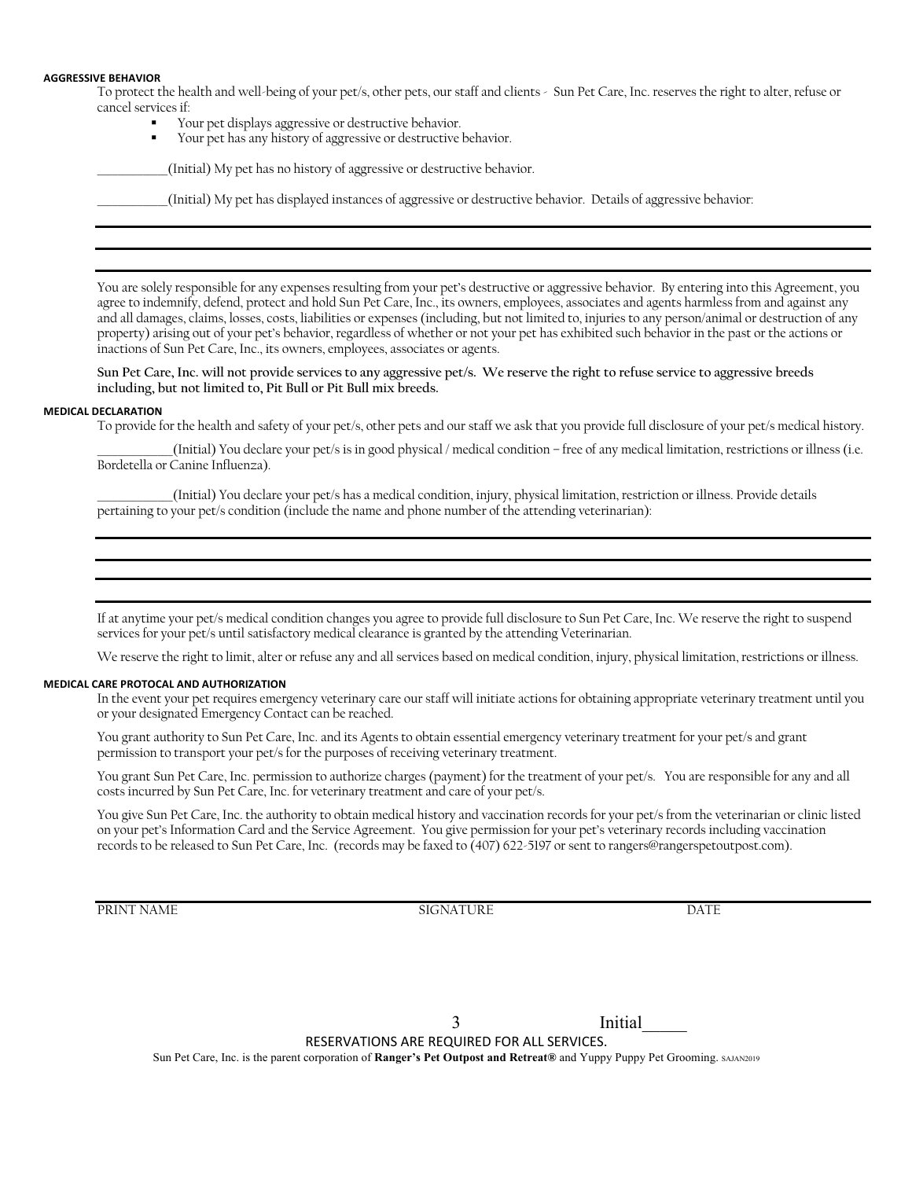#### AGGRESSIVE BEHAVIOR

To protect the health and well-being of your pet/s, other pets, our staff and clients - Sun Pet Care, Inc. reserves the right to alter, refuse or cancel services if:

- Your pet displays aggressive or destructive behavior.
- Your pet has any history of aggressive or destructive behavior.

___________(Initial) My pet has no history of aggressive or destructive behavior.

___________(Initial) My pet has displayed instances of aggressive or destructive behavior. Details of aggressive behavior:

______________________________________________________________________________

______________________________________________________________________________

You are solely responsible for any expenses resulting from your pet's destructive or aggressive behavior. By entering into this Agreement, you agree to indemnify, defend, protect and hold Sun Pet Care, Inc., its owners, employees, associates and agents harmless from and against any and all damages, claims, losses, costs, liabilities or expenses (including, but not limited to, injuries to any person/animal or destruction of any property) arising out of your pet's behavior, regardless of whether or not your pet has exhibited such behavior in the past or the actions or inactions of Sun Pet Care, Inc., its owners, employees, associates or agents.

**Sun Pet Care, Inc. will not provide services to any aggressive pet/s. We reserve the right to refuse service to aggressive breeds including, but not limited to, Pit Bull or Pit Bull mix breeds.**

#### MEDICAL DECLARATION

To provide for the health and safety of your pet/s, other pets and our staff we ask that you provide full disclosure of your pet/s medical history.

____________(Initial) You declare your pet/s is in good physical / medical condition – free of any medical limitation, restrictions or illness (i.e. Bordetella or Canine Influenza).

____________(Initial) You declare your pet/s has a medical condition, injury, physical limitation, restriction or illness. Provide details pertaining to your pet/s condition (include the name and phone number of the attending veterinarian):

______________________________________________________________________________

______________________________________________________________________________

______________________________________________________________________________

If at anytime your pet/s medical condition changes you agree to provide full disclosure to Sun Pet Care, Inc. We reserve the right to suspend services for your pet/s until satisfactory medical clearance is granted by the attending Veterinarian.

We reserve the right to limit, alter or refuse any and all services based on medical condition, injury, physical limitation, restrictions or illness.

#### MEDICAL CARE PROTOCAL AND AUTHORIZATION

In the event your pet requires emergency veterinary care our staff will initiate actions for obtaining appropriate veterinary treatment until you or your designated Emergency Contact can be reached.

You grant authority to Sun Pet Care, Inc. and its Agents to obtain essential emergency veterinary treatment for your pet/s and grant permission to transport your pet/s for the purposes of receiving veterinary treatment.

You grant Sun Pet Care, Inc. permission to authorize charges (payment) for the treatment of your pet/s. You are responsible for any and all costs incurred by Sun Pet Care, Inc. for veterinary treatment and care of your pet/s.

You give Sun Pet Care, Inc. the authority to obtain medical history and vaccination records for your pet/s from the veterinarian or clinic listed on your pet's Information Card and the Service Agreement. You give permission for your pet's veterinary records including vaccination records to be released to Sun Pet Care, Inc. (records may be faxed to (407) 622-5197 or sent to rangers@rangerspetoutpost.com).

______________________________________________________________________________

PRINT NAME SIGNATURE DATE

Initial_____

RESERVATIONS ARE REQUIRED FOR ALL SERVICES.

Sun Pet Care, Inc. is the parent corporation of **Ranger's Pet Outpost and Retreat®** and Yuppy Puppy Pet Grooming. SAJAN2019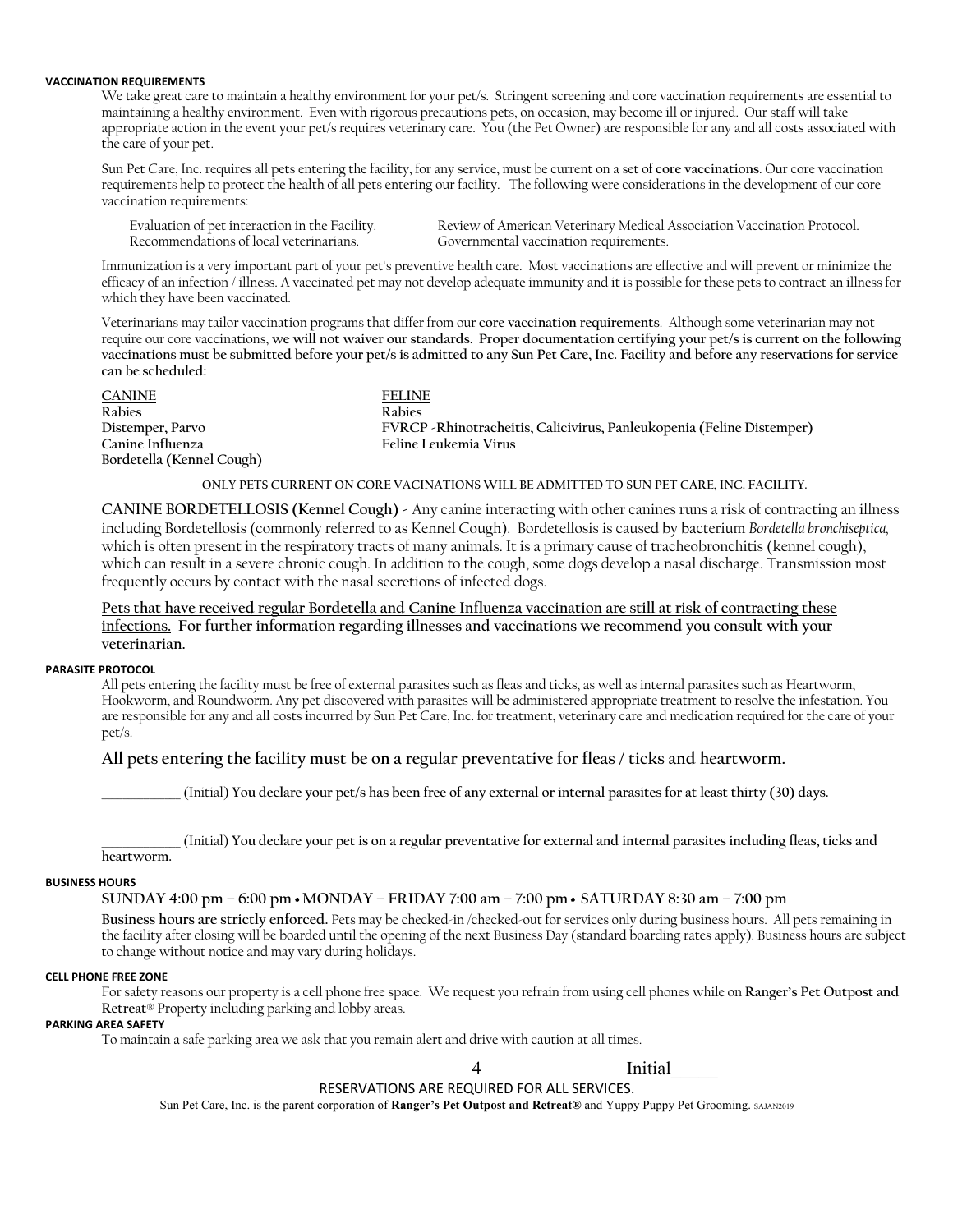#### VACCINATION REQUIREMENTS

We take great care to maintain a healthy environment for your pet/s. Stringent screening and core vaccination requirements are essential to maintaining a healthy environment. Even with rigorous precautions pets, on occasion, may become ill or injured. Our staff will take appropriate action in the event your pet/s requires veterinary care. You (the Pet Owner) are responsible for any and all costs associated with the care of your pet.

Sun Pet Care, Inc. requires all pets entering the facility, for any service, must be current on a set of **core vaccinations**. Our core vaccination requirements help to protect the health of all pets entering our facility. The following were considerations in the development of our core vaccination requirements:

Evaluation of pet interaction in the Facility.
Recommendations of local veterinarians.
Review of American Veterinary Medical Association Vaccination Protocol.
Governmental vaccination requirements.

Immunization is a very important part of your pet's preventive health care. Most vaccinations are effective and will prevent or minimize the efficacy of an infection / illness. A vaccinated pet may not develop adequate immunity and it is possible for these pets to contract an illness for which they have been vaccinated.

Veterinarians may tailor vaccination programs that differ from our **core vaccination requirements**. Although some veterinarian may not require our core vaccinations, **we will not waiver our standards**. **Proper documentation certifying your pet/s is current on the following vaccinations must be submitted before your pet/s is admitted to any Sun Pet Care, Inc. Facility and before any reservations for service can be scheduled:**

| CANINE | FELINE |
|---|---|
| **Rabies** | **Rabies** |
| **Distemper, Parvo** | **FVRCP -Rhinotracheitis, Calicivirus, Panleukopenia (Feline Distemper)** |
| **Canine Influenza** | **Feline Leukemia Virus** |
| **Bordetella (Kennel Cough)** | |

ONLY PETS CURRENT ON CORE VACINATIONS WILL BE ADMITTED TO SUN PET CARE, INC. FACILITY.

**CANINE BORDETELLOSIS (Kennel Cough)** - Any canine interacting with other canines runs a risk of contracting an illness including Bordetellosis (commonly referred to as Kennel Cough). Bordetellosis is caused by bacterium *Bordetella bronchiseptica,* which is often present in the respiratory tracts of many animals. It is a primary cause of tracheobronchitis (kennel cough), which can result in a severe chronic cough. In addition to the cough, some dogs develop a nasal discharge. Transmission most frequently occurs by contact with the nasal secretions of infected dogs.

**Pets that have received regular Bordetella and Canine Influenza vaccination are still at risk of contracting these infections. For further information regarding illnesses and vaccinations we recommend you consult with your veterinarian.**

#### PARASITE PROTOCOL

All pets entering the facility must be free of external parasites such as fleas and ticks, as well as internal parasites such as Heartworm, Hookworm, and Roundworm. Any pet discovered with parasites will be administered appropriate treatment to resolve the infestation. You are responsible for any and all costs incurred by Sun Pet Care, Inc. for treatment, veterinary care and medication required for the care of your pet/s.

**All pets entering the facility must be on a regular preventative for fleas / ticks and heartworm.**

___________ (Initial) **You declare your pet/s has been free of any external or internal parasites for at least thirty (30) days.**

___________ (Initial) **You declare your pet is on a regular preventative for external and internal parasites including fleas, ticks and heartworm.**

#### BUSINESS HOURS

SUNDAY 4:00 pm – 6:00 pm • MONDAY – FRIDAY 7:00 am – 7:00 pm • SATURDAY 8:30 am – 7:00 pm

**Business hours are strictly enforced.** Pets may be checked-in /checked-out for services only during business hours. All pets remaining in the facility after closing will be boarded until the opening of the next Business Day (standard boarding rates apply). Business hours are subject to change without notice and may vary during holidays.

#### CELL PHONE FREE ZONE

For safety reasons our property is a cell phone free space. We request you refrain from using cell phones while on **Ranger's Pet Outpost and Retreat**® Property including parking and lobby areas.

#### PARKING AREA SAFETY

To maintain a safe parking area we ask that you remain alert and drive with caution at all times.

Initial_____

RESERVATIONS ARE REQUIRED FOR ALL SERVICES.

Sun Pet Care, Inc. is the parent corporation of **Ranger's Pet Outpost and Retreat®** and Yuppy Puppy Pet Grooming. SAJAN2019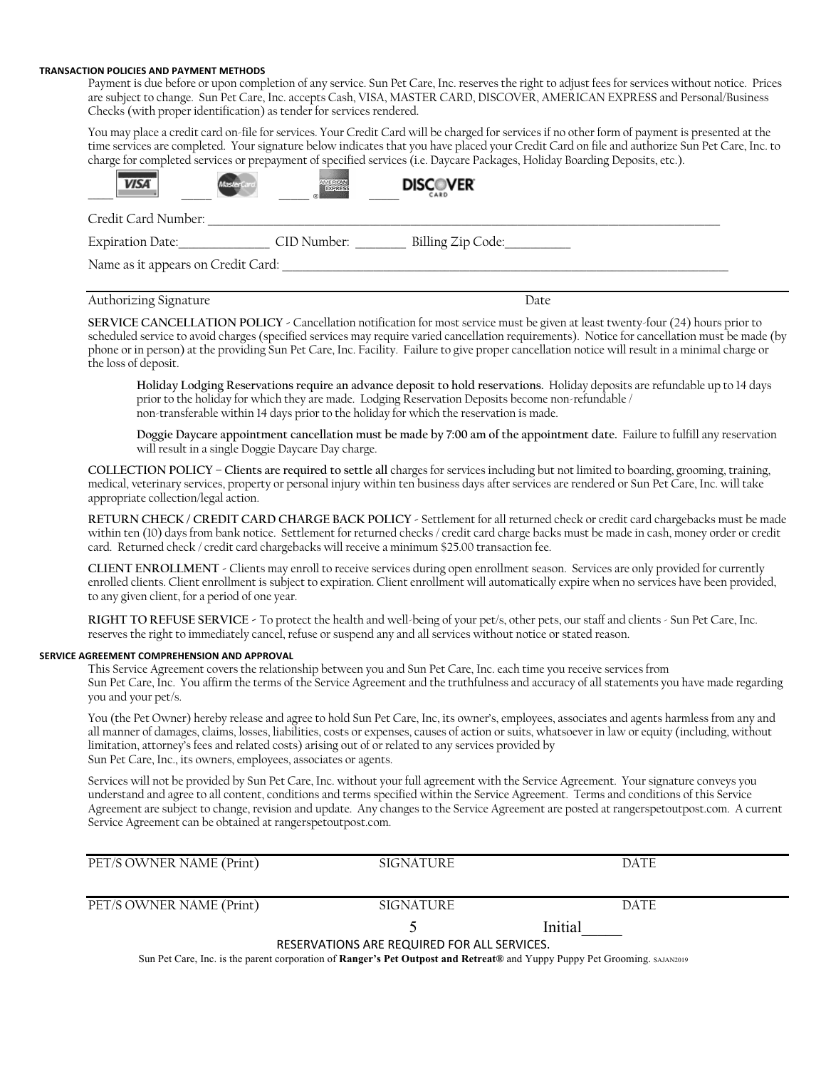**TRANSACTION POLICIES AND PAYMENT METHODS**

Payment is due before or upon completion of any service. Sun Pet Care, Inc. reserves the right to adjust fees for services without notice. Prices are subject to change. Sun Pet Care, Inc. accepts Cash, VISA, MASTER CARD, DISCOVER, AMERICAN EXPRESS and Personal/Business Checks (with proper identification) as tender for services rendered.

You may place a credit card on-file for services. Your Credit Card will be charged for services if no other form of payment is presented at the time services are completed. Your signature below indicates that you have placed your Credit Card on file and authorize Sun Pet Care, Inc. to charge for completed services or prepayment of specified services (i.e. Daycare Packages, Holiday Boarding Deposits, etc.).

____ VISA ____ MasterCard ____ AMERICAN EXPRESS ____ DISCOVER

Credit Card Number: ______________________________________________

Expiration Date:____________ CID Number: ________ Billing Zip Code:__________

Name as it appears on Credit Card: ______________________________________

Authorizing Signature &nbsp;&nbsp;&nbsp;&nbsp;&nbsp;&nbsp;&nbsp;&nbsp;&nbsp;&nbsp;&nbsp;&nbsp;&nbsp;&nbsp;&nbsp;&nbsp;&nbsp;&nbsp;&nbsp;&nbsp;&nbsp;&nbsp;&nbsp;&nbsp;&nbsp;&nbsp;&nbsp;&nbsp;&nbsp;&nbsp;&nbsp;&nbsp;&nbsp;&nbsp;&nbsp;&nbsp;&nbsp;&nbsp; Date

**SERVICE CANCELLATION POLICY** - Cancellation notification for most service must be given at least twenty-four (24) hours prior to scheduled service to avoid charges (specified services may require varied cancellation requirements). Notice for cancellation must be made (by phone or in person) at the providing Sun Pet Care, Inc. Facility. Failure to give proper cancellation notice will result in a minimal charge or the loss of deposit.

> **Holiday Lodging Reservations require an advance deposit to hold reservations.** Holiday deposits are refundable up to 14 days prior to the holiday for which they are made. Lodging Reservation Deposits become non-refundable / non-transferable within 14 days prior to the holiday for which the reservation is made.
>
> **Doggie Daycare appointment cancellation must be made by 7:00 am of the appointment date.** Failure to fulfill any reservation will result in a single Doggie Daycare Day charge.

**COLLECTION POLICY – Clients are required to settle all** charges for services including but not limited to boarding, grooming, training, medical, veterinary services, property or personal injury within ten business days after services are rendered or Sun Pet Care, Inc. will take appropriate collection/legal action.

**RETURN CHECK / CREDIT CARD CHARGE BACK POLICY** - Settlement for all returned check or credit card chargebacks must be made within ten (10) days from bank notice. Settlement for returned checks / credit card charge backs must be made in cash, money order or credit card. Returned check / credit card chargebacks will receive a minimum $25.00 transaction fee.

**CLIENT ENROLLMENT** - Clients may enroll to receive services during open enrollment season. Services are only provided for currently enrolled clients. Client enrollment is subject to expiration. Client enrollment will automatically expire when no services have been provided, to any given client, for a period of one year.

**RIGHT TO REFUSE SERVICE** - To protect the health and well-being of your pet/s, other pets, our staff and clients - Sun Pet Care, Inc. reserves the right to immediately cancel, refuse or suspend any and all services without notice or stated reason.

**SERVICE AGREEMENT COMPREHENSION AND APPROVAL**

This Service Agreement covers the relationship between you and Sun Pet Care, Inc. each time you receive services from Sun Pet Care, Inc. You affirm the terms of the Service Agreement and the truthfulness and accuracy of all statements you have made regarding you and your pet/s.

You (the Pet Owner) hereby release and agree to hold Sun Pet Care, Inc, its owner's, employees, associates and agents harmless from any and all manner of damages, claims, losses, liabilities, costs or expenses, causes of action or suits, whatsoever in law or equity (including, without limitation, attorney's fees and related costs) arising out of or related to any services provided by Sun Pet Care, Inc., its owners, employees, associates or agents.

Services will not be provided by Sun Pet Care, Inc. without your full agreement with the Service Agreement. Your signature conveys you understand and agree to all content, conditions and terms specified within the Service Agreement. Terms and conditions of this Service Agreement are subject to change, revision and update. Any changes to the Service Agreement are posted at rangerspetoutpost.com. A current Service Agreement can be obtained at rangerspetoutpost.com.

| PET/S OWNER NAME (Print) | SIGNATURE | DATE |
|---|---|---|
| PET/S OWNER NAME (Print) | SIGNATURE | DATE |

Initial_____

RESERVATIONS ARE REQUIRED FOR ALL SERVICES.

Sun Pet Care, Inc. is the parent corporation of **Ranger's Pet Outpost and Retreat®** and Yuppy Puppy Pet Grooming. SAJAN2019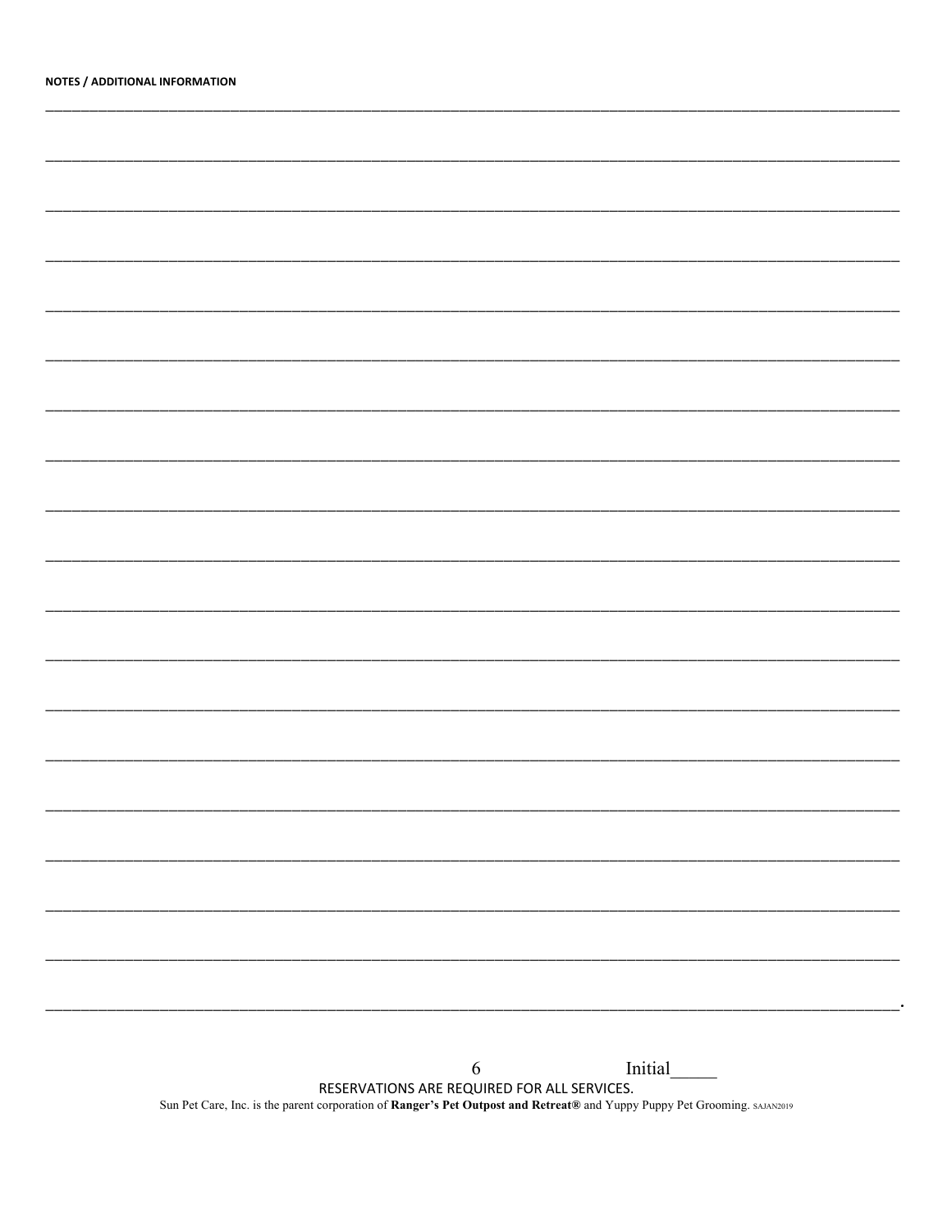**NOTES / ADDITIONAL INFORMATION**

\_\_\_\_\_\_\_\_\_\_\_\_\_\_\_\_\_\_\_\_\_\_\_\_\_\_\_\_\_\_\_\_\_\_\_\_\_\_\_\_\_\_\_\_\_\_\_\_\_\_\_\_\_\_\_\_\_\_\_\_\_\_\_\_\_\_\_\_\_\_\_\_\_\_\_\_\_\_

\_\_\_\_\_\_\_\_\_\_\_\_\_\_\_\_\_\_\_\_\_\_\_\_\_\_\_\_\_\_\_\_\_\_\_\_\_\_\_\_\_\_\_\_\_\_\_\_\_\_\_\_\_\_\_\_\_\_\_\_\_\_\_\_\_\_\_\_\_\_\_\_\_\_\_\_\_\_

\_\_\_\_\_\_\_\_\_\_\_\_\_\_\_\_\_\_\_\_\_\_\_\_\_\_\_\_\_\_\_\_\_\_\_\_\_\_\_\_\_\_\_\_\_\_\_\_\_\_\_\_\_\_\_\_\_\_\_\_\_\_\_\_\_\_\_\_\_\_\_\_\_\_\_\_\_\_

\_\_\_\_\_\_\_\_\_\_\_\_\_\_\_\_\_\_\_\_\_\_\_\_\_\_\_\_\_\_\_\_\_\_\_\_\_\_\_\_\_\_\_\_\_\_\_\_\_\_\_\_\_\_\_\_\_\_\_\_\_\_\_\_\_\_\_\_\_\_\_\_\_\_\_\_\_\_

\_\_\_\_\_\_\_\_\_\_\_\_\_\_\_\_\_\_\_\_\_\_\_\_\_\_\_\_\_\_\_\_\_\_\_\_\_\_\_\_\_\_\_\_\_\_\_\_\_\_\_\_\_\_\_\_\_\_\_\_\_\_\_\_\_\_\_\_\_\_\_\_\_\_\_\_\_\_

\_\_\_\_\_\_\_\_\_\_\_\_\_\_\_\_\_\_\_\_\_\_\_\_\_\_\_\_\_\_\_\_\_\_\_\_\_\_\_\_\_\_\_\_\_\_\_\_\_\_\_\_\_\_\_\_\_\_\_\_\_\_\_\_\_\_\_\_\_\_\_\_\_\_\_\_\_\_

\_\_\_\_\_\_\_\_\_\_\_\_\_\_\_\_\_\_\_\_\_\_\_\_\_\_\_\_\_\_\_\_\_\_\_\_\_\_\_\_\_\_\_\_\_\_\_\_\_\_\_\_\_\_\_\_\_\_\_\_\_\_\_\_\_\_\_\_\_\_\_\_\_\_\_\_\_\_

\_\_\_\_\_\_\_\_\_\_\_\_\_\_\_\_\_\_\_\_\_\_\_\_\_\_\_\_\_\_\_\_\_\_\_\_\_\_\_\_\_\_\_\_\_\_\_\_\_\_\_\_\_\_\_\_\_\_\_\_\_\_\_\_\_\_\_\_\_\_\_\_\_\_\_\_\_\_

\_\_\_\_\_\_\_\_\_\_\_\_\_\_\_\_\_\_\_\_\_\_\_\_\_\_\_\_\_\_\_\_\_\_\_\_\_\_\_\_\_\_\_\_\_\_\_\_\_\_\_\_\_\_\_\_\_\_\_\_\_\_\_\_\_\_\_\_\_\_\_\_\_\_\_\_\_\_

\_\_\_\_\_\_\_\_\_\_\_\_\_\_\_\_\_\_\_\_\_\_\_\_\_\_\_\_\_\_\_\_\_\_\_\_\_\_\_\_\_\_\_\_\_\_\_\_\_\_\_\_\_\_\_\_\_\_\_\_\_\_\_\_\_\_\_\_\_\_\_\_\_\_\_\_\_\_

\_\_\_\_\_\_\_\_\_\_\_\_\_\_\_\_\_\_\_\_\_\_\_\_\_\_\_\_\_\_\_\_\_\_\_\_\_\_\_\_\_\_\_\_\_\_\_\_\_\_\_\_\_\_\_\_\_\_\_\_\_\_\_\_\_\_\_\_\_\_\_\_\_\_\_\_\_\_

\_\_\_\_\_\_\_\_\_\_\_\_\_\_\_\_\_\_\_\_\_\_\_\_\_\_\_\_\_\_\_\_\_\_\_\_\_\_\_\_\_\_\_\_\_\_\_\_\_\_\_\_\_\_\_\_\_\_\_\_\_\_\_\_\_\_\_\_\_\_\_\_\_\_\_\_\_\_

\_\_\_\_\_\_\_\_\_\_\_\_\_\_\_\_\_\_\_\_\_\_\_\_\_\_\_\_\_\_\_\_\_\_\_\_\_\_\_\_\_\_\_\_\_\_\_\_\_\_\_\_\_\_\_\_\_\_\_\_\_\_\_\_\_\_\_\_\_\_\_\_\_\_\_\_\_\_

\_\_\_\_\_\_\_\_\_\_\_\_\_\_\_\_\_\_\_\_\_\_\_\_\_\_\_\_\_\_\_\_\_\_\_\_\_\_\_\_\_\_\_\_\_\_\_\_\_\_\_\_\_\_\_\_\_\_\_\_\_\_\_\_\_\_\_\_\_\_\_\_\_\_\_\_\_\_

\_\_\_\_\_\_\_\_\_\_\_\_\_\_\_\_\_\_\_\_\_\_\_\_\_\_\_\_\_\_\_\_\_\_\_\_\_\_\_\_\_\_\_\_\_\_\_\_\_\_\_\_\_\_\_\_\_\_\_\_\_\_\_\_\_\_\_\_\_\_\_\_\_\_\_\_\_\_

\_\_\_\_\_\_\_\_\_\_\_\_\_\_\_\_\_\_\_\_\_\_\_\_\_\_\_\_\_\_\_\_\_\_\_\_\_\_\_\_\_\_\_\_\_\_\_\_\_\_\_\_\_\_\_\_\_\_\_\_\_\_\_\_\_\_\_\_\_\_\_\_\_\_\_\_\_\_

\_\_\_\_\_\_\_\_\_\_\_\_\_\_\_\_\_\_\_\_\_\_\_\_\_\_\_\_\_\_\_\_\_\_\_\_\_\_\_\_\_\_\_\_\_\_\_\_\_\_\_\_\_\_\_\_\_\_\_\_\_\_\_\_\_\_\_\_\_\_\_\_\_\_\_\_\_\_

\_\_\_\_\_\_\_\_\_\_\_\_\_\_\_\_\_\_\_\_\_\_\_\_\_\_\_\_\_\_\_\_\_\_\_\_\_\_\_\_\_\_\_\_\_\_\_\_\_\_\_\_\_\_\_\_\_\_\_\_\_\_\_\_\_\_\_\_\_\_\_\_\_\_\_\_\_\_

\_\_\_\_\_\_\_\_\_\_\_\_\_\_\_\_\_\_\_\_\_\_\_\_\_\_\_\_\_\_\_\_\_\_\_\_\_\_\_\_\_\_\_\_\_\_\_\_\_\_\_\_\_\_\_\_\_\_\_\_\_\_\_\_\_\_\_\_\_\_\_\_\_\_\_\_\_\_.

Initial\_\_\_\_\_

RESERVATIONS ARE REQUIRED FOR ALL SERVICES.

Sun Pet Care, Inc. is the parent corporation of **Ranger's Pet Outpost and Retreat®** and Yuppy Puppy Pet Grooming. SAJAN2019